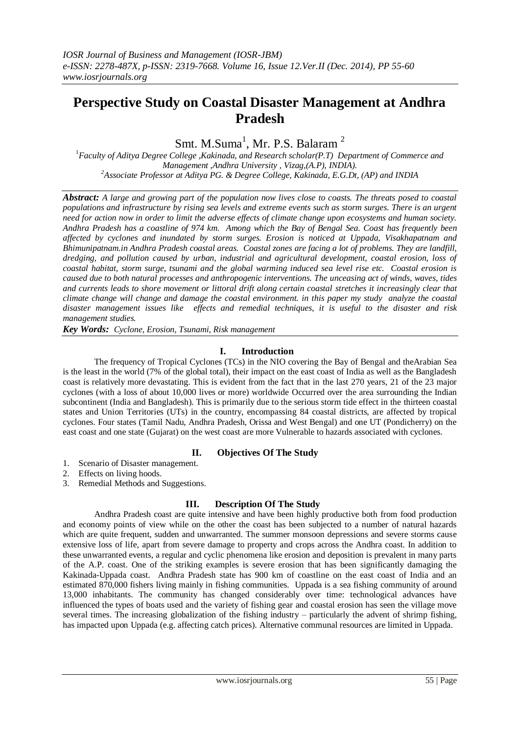# Perspective Study on Coastal Disaster Management at Andhra Pradesh

Smt. M.Suma[1], Mr. P.S. Balaram [2]

[1]*Faculty of Aditya Degree College ,Kakinada, and Research scholar(P.T) Department of Commerce and Management ,Andhra University , Vizag,(A.P), INDIA).*
[2]*Associate Professor at Aditya PG. & Degree College, Kakinada, E.G.Dt, (AP) and INDIA*

***Abstract:*** *A large and growing part of the population now lives close to coasts. The threats posed to coastal populations and infrastructure by rising sea levels and extreme events such as storm surges. There is an urgent need for action now in order to limit the adverse effects of climate change upon ecosystems and human society. Andhra Pradesh has a coastline of 974 km. Among which the Bay of Bengal Sea. Coast has frequently been affected by cyclones and inundated by storm surges. Erosion is noticed at Uppada, Visakhapatnam and Bhimunipatnam.in Andhra Pradesh coastal areas. Coastal zones are facing a lot of problems. They are landfill, dredging, and pollution caused by urban, industrial and agricultural development, coastal erosion, loss of coastal habitat, storm surge, tsunami and the global warming induced sea level rise etc. Coastal erosion is caused due to both natural processes and anthropogenic interventions. The unceasing act of winds, waves, tides and currents leads to shore movement or littoral drift along certain coastal stretches it increasingly clear that climate change will change and damage the coastal environment. in this paper my study analyze the coastal disaster management issues like effects and remedial techniques, it is useful to the disaster and risk management studies.*

***Key Words:*** *Cyclone, Erosion, Tsunami, Risk management*

## I. Introduction

The frequency of Tropical Cyclones (TCs) in the NIO covering the Bay of Bengal and theArabian Sea is the least in the world (7% of the global total), their impact on the east coast of India as well as the Bangladesh coast is relatively more devastating. This is evident from the fact that in the last 270 years, 21 of the 23 major cyclones (with a loss of about 10,000 lives or more) worldwide Occurred over the area surrounding the Indian subcontinent (India and Bangladesh). This is primarily due to the serious storm tide effect in the thirteen coastal states and Union Territories (UTs) in the country, encompassing 84 coastal districts, are affected by tropical cyclones. Four states (Tamil Nadu, Andhra Pradesh, Orissa and West Bengal) and one UT (Pondicherry) on the east coast and one state (Gujarat) on the west coast are more Vulnerable to hazards associated with cyclones.

## II. Objectives Of The Study

1. Scenario of Disaster management.
2. Effects on living hoods.
3. Remedial Methods and Suggestions.

## III. Description Of The Study

Andhra Pradesh coast are quite intensive and have been highly productive both from food production and economy points of view while on the other the coast has been subjected to a number of natural hazards which are quite frequent, sudden and unwarranted. The summer monsoon depressions and severe storms cause extensive loss of life, apart from severe damage to property and crops across the Andhra coast. In addition to these unwarranted events, a regular and cyclic phenomena like erosion and deposition is prevalent in many parts of the A.P. coast. One of the striking examples is severe erosion that has been significantly damaging the Kakinada-Uppada coast. Andhra Pradesh state has 900 km of coastline on the east coast of India and an estimated 870,000 fishers living mainly in fishing communities. Uppada is a sea fishing community of around 13,000 inhabitants. The community has changed considerably over time: technological advances have influenced the types of boats used and the variety of fishing gear and coastal erosion has seen the village move several times. The increasing globalization of the fishing industry – particularly the advent of shrimp fishing, has impacted upon Uppada (e.g. affecting catch prices). Alternative communal resources are limited in Uppada.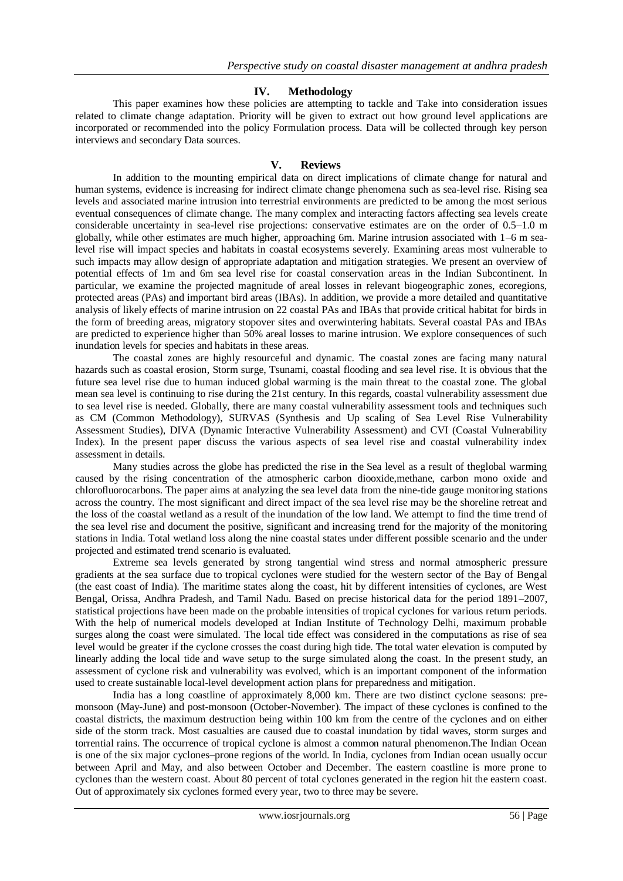## IV. Methodology

This paper examines how these policies are attempting to tackle and Take into consideration issues related to climate change adaptation. Priority will be given to extract out how ground level applications are incorporated or recommended into the policy Formulation process. Data will be collected through key person interviews and secondary Data sources.

## V. Reviews

In addition to the mounting empirical data on direct implications of climate change for natural and human systems, evidence is increasing for indirect climate change phenomena such as sea-level rise. Rising sea levels and associated marine intrusion into terrestrial environments are predicted to be among the most serious eventual consequences of climate change. The many complex and interacting factors affecting sea levels create considerable uncertainty in sea-level rise projections: conservative estimates are on the order of 0.5–1.0 m globally, while other estimates are much higher, approaching 6m. Marine intrusion associated with 1–6 m sea-level rise will impact species and habitats in coastal ecosystems severely. Examining areas most vulnerable to such impacts may allow design of appropriate adaptation and mitigation strategies. We present an overview of potential effects of 1m and 6m sea level rise for coastal conservation areas in the Indian Subcontinent. In particular, we examine the projected magnitude of areal losses in relevant biogeographic zones, ecoregions, protected areas (PAs) and important bird areas (IBAs). In addition, we provide a more detailed and quantitative analysis of likely effects of marine intrusion on 22 coastal PAs and IBAs that provide critical habitat for birds in the form of breeding areas, migratory stopover sites and overwintering habitats. Several coastal PAs and IBAs are predicted to experience higher than 50% areal losses to marine intrusion. We explore consequences of such inundation levels for species and habitats in these areas.

The coastal zones are highly resourceful and dynamic. The coastal zones are facing many natural hazards such as coastal erosion, Storm surge, Tsunami, coastal flooding and sea level rise. It is obvious that the future sea level rise due to human induced global warming is the main threat to the coastal zone. The global mean sea level is continuing to rise during the 21st century. In this regards, coastal vulnerability assessment due to sea level rise is needed. Globally, there are many coastal vulnerability assessment tools and techniques such as CM (Common Methodology), SURVAS (Synthesis and Up scaling of Sea Level Rise Vulnerability Assessment Studies), DIVA (Dynamic Interactive Vulnerability Assessment) and CVI (Coastal Vulnerability Index). In the present paper discuss the various aspects of sea level rise and coastal vulnerability index assessment in details.

Many studies across the globe has predicted the rise in the Sea level as a result of theglobal warming caused by the rising concentration of the atmospheric carbon diooxide,methane, carbon mono oxide and chlorofluorocarbons. The paper aims at analyzing the sea level data from the nine-tide gauge monitoring stations across the country. The most significant and direct impact of the sea level rise may be the shoreline retreat and the loss of the coastal wetland as a result of the inundation of the low land. We attempt to find the time trend of the sea level rise and document the positive, significant and increasing trend for the majority of the monitoring stations in India. Total wetland loss along the nine coastal states under different possible scenario and the under projected and estimated trend scenario is evaluated.

Extreme sea levels generated by strong tangential wind stress and normal atmospheric pressure gradients at the sea surface due to tropical cyclones were studied for the western sector of the Bay of Bengal (the east coast of India). The maritime states along the coast, hit by different intensities of cyclones, are West Bengal, Orissa, Andhra Pradesh, and Tamil Nadu. Based on precise historical data for the period 1891–2007, statistical projections have been made on the probable intensities of tropical cyclones for various return periods. With the help of numerical models developed at Indian Institute of Technology Delhi, maximum probable surges along the coast were simulated. The local tide effect was considered in the computations as rise of sea level would be greater if the cyclone crosses the coast during high tide. The total water elevation is computed by linearly adding the local tide and wave setup to the surge simulated along the coast. In the present study, an assessment of cyclone risk and vulnerability was evolved, which is an important component of the information used to create sustainable local-level development action plans for preparedness and mitigation.

India has a long coastline of approximately 8,000 km. There are two distinct cyclone seasons: pre-monsoon (May-June) and post-monsoon (October-November). The impact of these cyclones is confined to the coastal districts, the maximum destruction being within 100 km from the centre of the cyclones and on either side of the storm track. Most casualties are caused due to coastal inundation by tidal waves, storm surges and torrential rains. The occurrence of tropical cyclone is almost a common natural phenomenon.The Indian Ocean is one of the six major cyclones–prone regions of the world. In India, cyclones from Indian ocean usually occur between April and May, and also between October and December. The eastern coastline is more prone to cyclones than the western coast. About 80 percent of total cyclones generated in the region hit the eastern coast. Out of approximately six cyclones formed every year, two to three may be severe.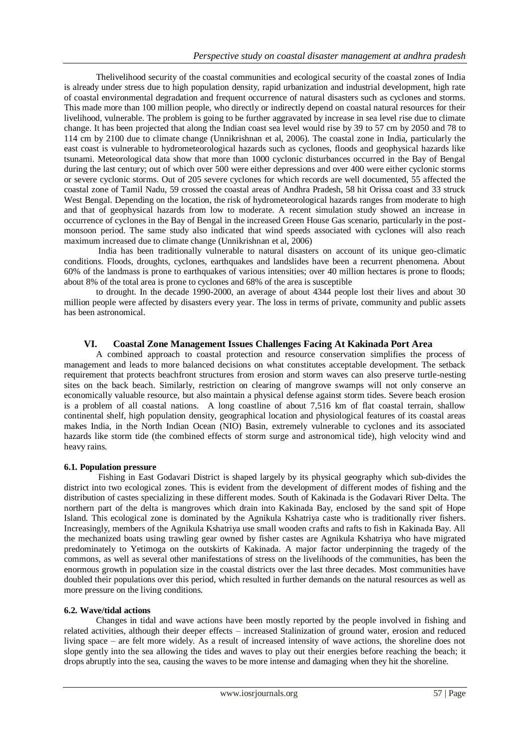Thelivelihood security of the coastal communities and ecological security of the coastal zones of India is already under stress due to high population density, rapid urbanization and industrial development, high rate of coastal environmental degradation and frequent occurrence of natural disasters such as cyclones and storms. This made more than 100 million people, who directly or indirectly depend on coastal natural resources for their livelihood, vulnerable. The problem is going to be further aggravated by increase in sea level rise due to climate change. It has been projected that along the Indian coast sea level would rise by 39 to 57 cm by 2050 and 78 to 114 cm by 2100 due to climate change (Unnikrishnan et al, 2006). The coastal zone in India, particularly the east coast is vulnerable to hydrometeorological hazards such as cyclones, floods and geophysical hazards like tsunami. Meteorological data show that more than 1000 cyclonic disturbances occurred in the Bay of Bengal during the last century; out of which over 500 were either depressions and over 400 were either cyclonic storms or severe cyclonic storms. Out of 205 severe cyclones for which records are well documented, 55 affected the coastal zone of Tamil Nadu, 59 crossed the coastal areas of Andhra Pradesh, 58 hit Orissa coast and 33 struck West Bengal. Depending on the location, the risk of hydrometeorological hazards ranges from moderate to high and that of geophysical hazards from low to moderate. A recent simulation study showed an increase in occurrence of cyclones in the Bay of Bengal in the increased Green House Gas scenario, particularly in the post-monsoon period. The same study also indicated that wind speeds associated with cyclones will also reach maximum increased due to climate change (Unnikrishnan et al, 2006)

India has been traditionally vulnerable to natural disasters on account of its unique geo-climatic conditions. Floods, droughts, cyclones, earthquakes and landslides have been a recurrent phenomena. About 60% of the landmass is prone to earthquakes of various intensities; over 40 million hectares is prone to floods; about 8% of the total area is prone to cyclones and 68% of the area is susceptible

to drought. In the decade 1990-2000, an average of about 4344 people lost their lives and about 30 million people were affected by disasters every year. The loss in terms of private, community and public assets has been astronomical.

## VI. Coastal Zone Management Issues Challenges Facing At Kakinada Port Area

A combined approach to coastal protection and resource conservation simplifies the process of management and leads to more balanced decisions on what constitutes acceptable development. The setback requirement that protects beachfront structures from erosion and storm waves can also preserve turtle-nesting sites on the back beach. Similarly, restriction on clearing of mangrove swamps will not only conserve an economically valuable resource, but also maintain a physical defense against storm tides. Severe beach erosion is a problem of all coastal nations. A long coastline of about 7,516 km of flat coastal terrain, shallow continental shelf, high population density, geographical location and physiological features of its coastal areas makes India, in the North Indian Ocean (NIO) Basin, extremely vulnerable to cyclones and its associated hazards like storm tide (the combined effects of storm surge and astronomical tide), high velocity wind and heavy rains.

### 6.1. Population pressure

Fishing in East Godavari District is shaped largely by its physical geography which sub-divides the district into two ecological zones. This is evident from the development of different modes of fishing and the distribution of castes specializing in these different modes. South of Kakinada is the Godavari River Delta. The northern part of the delta is mangroves which drain into Kakinada Bay, enclosed by the sand spit of Hope Island. This ecological zone is dominated by the Agnikula Kshatriya caste who is traditionally river fishers. Increasingly, members of the Agnikula Kshatriya use small wooden crafts and rafts to fish in Kakinada Bay. All the mechanized boats using trawling gear owned by fisher castes are Agnikula Kshatriya who have migrated predominately to Yetimoga on the outskirts of Kakinada. A major factor underpinning the tragedy of the commons, as well as several other manifestations of stress on the livelihoods of the communities, has been the enormous growth in population size in the coastal districts over the last three decades. Most communities have doubled their populations over this period, which resulted in further demands on the natural resources as well as more pressure on the living conditions.

### 6.2. Wave/tidal actions

Changes in tidal and wave actions have been mostly reported by the people involved in fishing and related activities, although their deeper effects – increased Stalinization of ground water, erosion and reduced living space – are felt more widely. As a result of increased intensity of wave actions, the shoreline does not slope gently into the sea allowing the tides and waves to play out their energies before reaching the beach; it drops abruptly into the sea, causing the waves to be more intense and damaging when they hit the shoreline.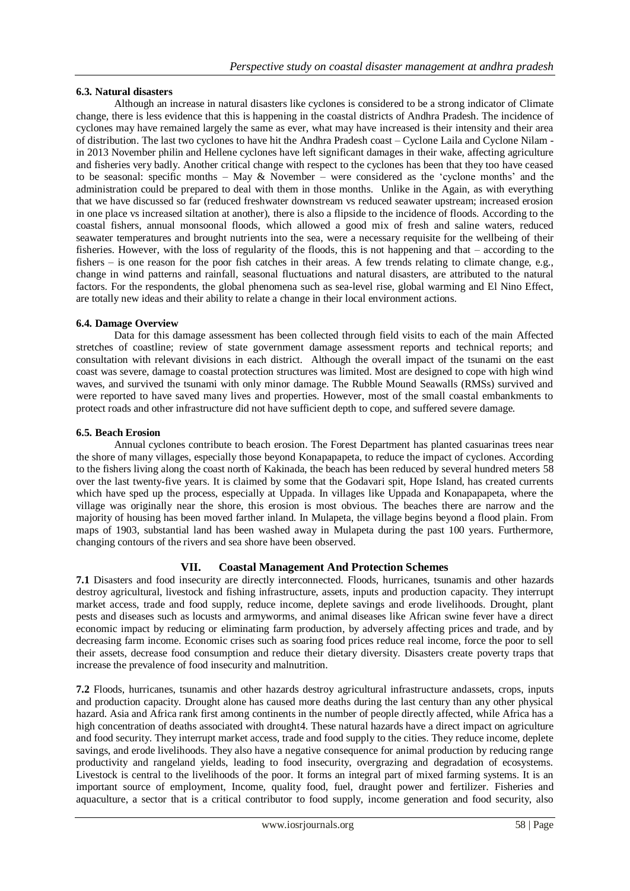### 6.3. Natural disasters

Although an increase in natural disasters like cyclones is considered to be a strong indicator of Climate change, there is less evidence that this is happening in the coastal districts of Andhra Pradesh. The incidence of cyclones may have remained largely the same as ever, what may have increased is their intensity and their area of distribution. The last two cyclones to have hit the Andhra Pradesh coast – Cyclone Laila and Cyclone Nilam - in 2013 November philin and Hellene cyclones have left significant damages in their wake, affecting agriculture and fisheries very badly. Another critical change with respect to the cyclones has been that they too have ceased to be seasonal: specific months – May & November – were considered as the 'cyclone months' and the administration could be prepared to deal with them in those months. Unlike in the Again, as with everything that we have discussed so far (reduced freshwater downstream vs reduced seawater upstream; increased erosion in one place vs increased siltation at another), there is also a flipside to the incidence of floods. According to the coastal fishers, annual monsoonal floods, which allowed a good mix of fresh and saline waters, reduced seawater temperatures and brought nutrients into the sea, were a necessary requisite for the wellbeing of their fisheries. However, with the loss of regularity of the floods, this is not happening and that – according to the fishers – is one reason for the poor fish catches in their areas. A few trends relating to climate change, e.g., change in wind patterns and rainfall, seasonal fluctuations and natural disasters, are attributed to the natural factors. For the respondents, the global phenomena such as sea-level rise, global warming and El Nino Effect, are totally new ideas and their ability to relate a change in their local environment actions.

### 6.4. Damage Overview

Data for this damage assessment has been collected through field visits to each of the main Affected stretches of coastline; review of state government damage assessment reports and technical reports; and consultation with relevant divisions in each district. Although the overall impact of the tsunami on the east coast was severe, damage to coastal protection structures was limited. Most are designed to cope with high wind waves, and survived the tsunami with only minor damage. The Rubble Mound Seawalls (RMSs) survived and were reported to have saved many lives and properties. However, most of the small coastal embankments to protect roads and other infrastructure did not have sufficient depth to cope, and suffered severe damage.

### 6.5. Beach Erosion

Annual cyclones contribute to beach erosion. The Forest Department has planted casuarinas trees near the shore of many villages, especially those beyond Konapapapeta, to reduce the impact of cyclones. According to the fishers living along the coast north of Kakinada, the beach has been reduced by several hundred meters 58 over the last twenty-five years. It is claimed by some that the Godavari spit, Hope Island, has created currents which have sped up the process, especially at Uppada. In villages like Uppada and Konapapapeta, where the village was originally near the shore, this erosion is most obvious. The beaches there are narrow and the majority of housing has been moved farther inland. In Mulapeta, the village begins beyond a flood plain. From maps of 1903, substantial land has been washed away in Mulapeta during the past 100 years. Furthermore, changing contours of the rivers and sea shore have been observed.

## VII. Coastal Management And Protection Schemes

**7.1** Disasters and food insecurity are directly interconnected. Floods, hurricanes, tsunamis and other hazards destroy agricultural, livestock and fishing infrastructure, assets, inputs and production capacity. They interrupt market access, trade and food supply, reduce income, deplete savings and erode livelihoods. Drought, plant pests and diseases such as locusts and armyworms, and animal diseases like African swine fever have a direct economic impact by reducing or eliminating farm production, by adversely affecting prices and trade, and by decreasing farm income. Economic crises such as soaring food prices reduce real income, force the poor to sell their assets, decrease food consumption and reduce their dietary diversity. Disasters create poverty traps that increase the prevalence of food insecurity and malnutrition.

**7.2** Floods, hurricanes, tsunamis and other hazards destroy agricultural infrastructure andassets, crops, inputs and production capacity. Drought alone has caused more deaths during the last century than any other physical hazard. Asia and Africa rank first among continents in the number of people directly affected, while Africa has a high concentration of deaths associated with drought4. These natural hazards have a direct impact on agriculture and food security. They interrupt market access, trade and food supply to the cities. They reduce income, deplete savings, and erode livelihoods. They also have a negative consequence for animal production by reducing range productivity and rangeland yields, leading to food insecurity, overgrazing and degradation of ecosystems. Livestock is central to the livelihoods of the poor. It forms an integral part of mixed farming systems. It is an important source of employment, Income, quality food, fuel, draught power and fertilizer. Fisheries and aquaculture, a sector that is a critical contributor to food supply, income generation and food security, also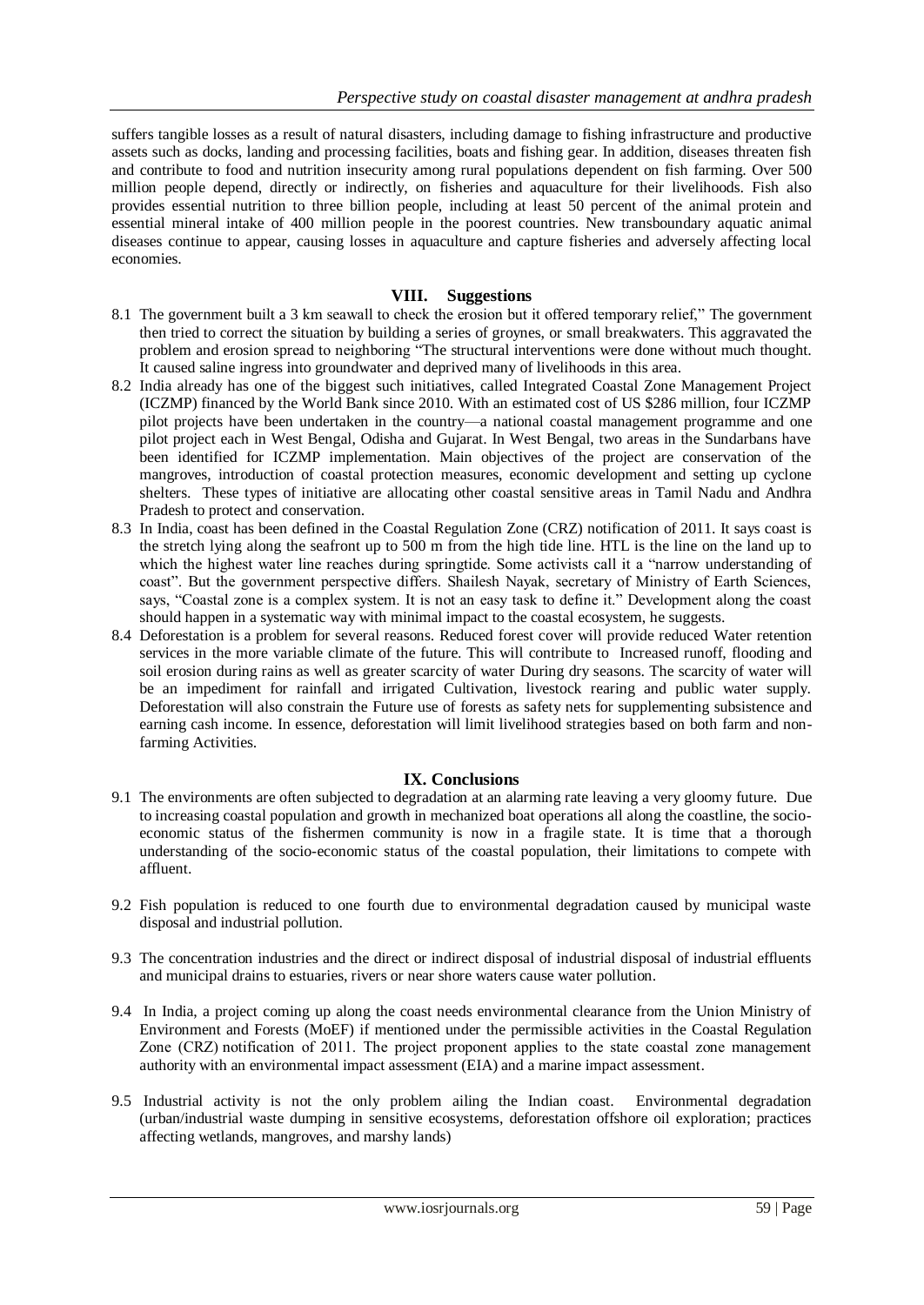suffers tangible losses as a result of natural disasters, including damage to fishing infrastructure and productive assets such as docks, landing and processing facilities, boats and fishing gear. In addition, diseases threaten fish and contribute to food and nutrition insecurity among rural populations dependent on fish farming. Over 500 million people depend, directly or indirectly, on fisheries and aquaculture for their livelihoods. Fish also provides essential nutrition to three billion people, including at least 50 percent of the animal protein and essential mineral intake of 400 million people in the poorest countries. New transboundary aquatic animal diseases continue to appear, causing losses in aquaculture and capture fisheries and adversely affecting local economies.

## VIII. Suggestions

8.1 The government built a 3 km seawall to check the erosion but it offered temporary relief," The government then tried to correct the situation by building a series of groynes, or small breakwaters. This aggravated the problem and erosion spread to neighboring "The structural interventions were done without much thought. It caused saline ingress into groundwater and deprived many of livelihoods in this area.

8.2 India already has one of the biggest such initiatives, called Integrated Coastal Zone Management Project (ICZMP) financed by the World Bank since 2010. With an estimated cost of US $286 million, four ICZMP pilot projects have been undertaken in the country—a national coastal management programme and one pilot project each in West Bengal, Odisha and Gujarat. In West Bengal, two areas in the Sundarbans have been identified for ICZMP implementation. Main objectives of the project are conservation of the mangroves, introduction of coastal protection measures, economic development and setting up cyclone shelters. These types of initiative are allocating other coastal sensitive areas in Tamil Nadu and Andhra Pradesh to protect and conservation.

8.3 In India, coast has been defined in the Coastal Regulation Zone (CRZ) notification of 2011. It says coast is the stretch lying along the seafront up to 500 m from the high tide line. HTL is the line on the land up to which the highest water line reaches during springtide. Some activists call it a "narrow understanding of coast". But the government perspective differs. Shailesh Nayak, secretary of Ministry of Earth Sciences, says, "Coastal zone is a complex system. It is not an easy task to define it." Development along the coast should happen in a systematic way with minimal impact to the coastal ecosystem, he suggests.

8.4 Deforestation is a problem for several reasons. Reduced forest cover will provide reduced Water retention services in the more variable climate of the future. This will contribute to Increased runoff, flooding and soil erosion during rains as well as greater scarcity of water During dry seasons. The scarcity of water will be an impediment for rainfall and irrigated Cultivation, livestock rearing and public water supply. Deforestation will also constrain the Future use of forests as safety nets for supplementing subsistence and earning cash income. In essence, deforestation will limit livelihood strategies based on both farm and non-farming Activities.

## IX. Conclusions

9.1 The environments are often subjected to degradation at an alarming rate leaving a very gloomy future. Due to increasing coastal population and growth in mechanized boat operations all along the coastline, the socio-economic status of the fishermen community is now in a fragile state. It is time that a thorough understanding of the socio-economic status of the coastal population, their limitations to compete with affluent.

9.2 Fish population is reduced to one fourth due to environmental degradation caused by municipal waste disposal and industrial pollution.

9.3 The concentration industries and the direct or indirect disposal of industrial disposal of industrial effluents and municipal drains to estuaries, rivers or near shore waters cause water pollution.

9.4 In India, a project coming up along the coast needs environmental clearance from the Union Ministry of Environment and Forests (MoEF) if mentioned under the permissible activities in the Coastal Regulation Zone (CRZ) notification of 2011. The project proponent applies to the state coastal zone management authority with an environmental impact assessment (EIA) and a marine impact assessment.

9.5 Industrial activity is not the only problem ailing the Indian coast. Environmental degradation (urban/industrial waste dumping in sensitive ecosystems, deforestation offshore oil exploration; practices affecting wetlands, mangroves, and marshy lands)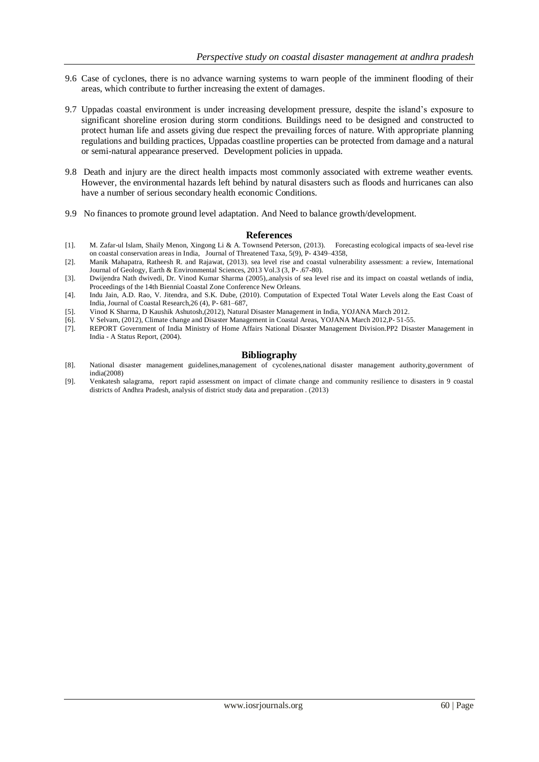9.6 Case of cyclones, there is no advance warning systems to warn people of the imminent flooding of their areas, which contribute to further increasing the extent of damages.

9.7 Uppadas coastal environment is under increasing development pressure, despite the island's exposure to significant shoreline erosion during storm conditions. Buildings need to be designed and constructed to protect human life and assets giving due respect the prevailing forces of nature. With appropriate planning regulations and building practices, Uppadas coastline properties can be protected from damage and a natural or semi-natural appearance preserved. Development policies in uppada.

9.8 Death and injury are the direct health impacts most commonly associated with extreme weather events. However, the environmental hazards left behind by natural disasters such as floods and hurricanes can also have a number of serious secondary health economic Conditions.

9.9 No finances to promote ground level adaptation. And Need to balance growth/development.

## References

[1]. M. Zafar-ul Islam, Shaily Menon, Xingong Li & A. Townsend Peterson, (2013). Forecasting ecological impacts of sea-level rise on coastal conservation areas in India, Journal of Threatened Taxa, 5(9), P- 4349–4358,

[2]. Manik Mahapatra, Ratheesh R. and Rajawat, (2013). sea level rise and coastal vulnerability assessment: a review, International Journal of Geology, Earth & Environmental Sciences, 2013 Vol.3 (3, P- .67-80).

[3]. Dwijendra Nath dwivedi, Dr. Vinod Kumar Sharma (2005),.analysis of sea level rise and its impact on coastal wetlands of india, Proceedings of the 14th Biennial Coastal Zone Conference New Orleans.

[4]. Indu Jain, A.D. Rao, V. Jitendra, and S.K. Dube, (2010). Computation of Expected Total Water Levels along the East Coast of India, Journal of Coastal Research,26 (4), P- 681–687,

[5]. Vinod K Sharma, D Kaushik Ashutosh,(2012), Natural Disaster Management in India, YOJANA March 2012.

[6]. V Selvam, (2012), Climate change and Disaster Management in Coastal Areas, YOJANA March 2012,P- 51-55.

[7]. REPORT Government of India Ministry of Home Affairs National Disaster Management Division.PP2 Disaster Management in India - A Status Report, (2004).

## Bibliography

[8]. National disaster management guidelines,management of cycolenes,national disaster management authority,government of india(2008)

[9]. Venkatesh salagrama, report rapid assessment on impact of climate change and community resilience to disasters in 9 coastal districts of Andhra Pradesh, analysis of district study data and preparation . (2013)